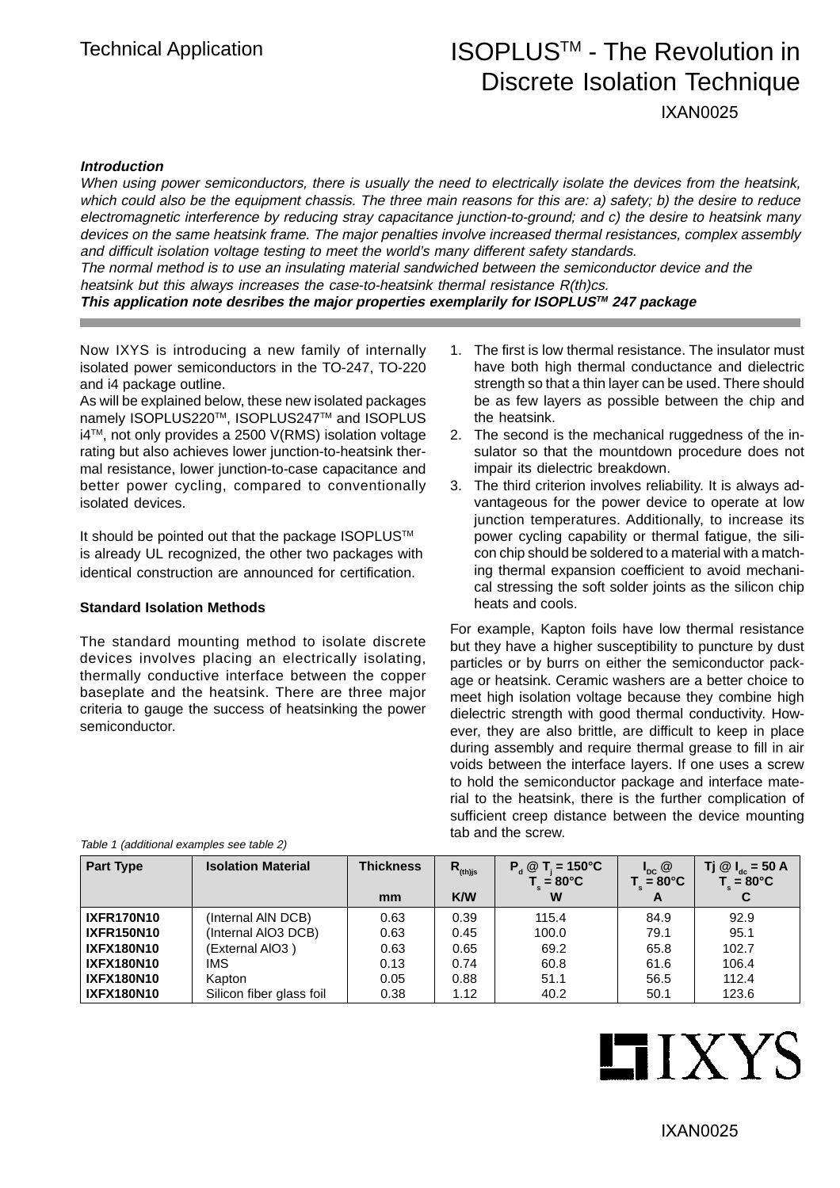# ISOPLUS™ - The Revolution in Discrete Isolation Technique

IXAN0025

***Introduction***

*When using power semiconductors, there is usually the need to electrically isolate the devices from the heatsink, which could also be the equipment chassis. The three main reasons for this are: a) safety; b) the desire to reduce electromagnetic interference by reducing stray capacitance junction-to-ground; and c) the desire to heatsink many devices on the same heatsink frame. The major penalties involve increased thermal resistances, complex assembly and difficult isolation voltage testing to meet the world's many different safety standards.*

*The normal method is to use an insulating material sandwiched between the semiconductor device and the heatsink but this always increases the case-to-heatsink thermal resistance R(th)cs.*

***This application note desribes the major properties exemplarily for ISOPLUS™ 247 package***

Now IXYS is introducing a new family of internally isolated power semiconductors in the TO-247, TO-220 and i4 package outline.

As will be explained below, these new isolated packages namely ISOPLUS220™, ISOPLUS247™ and ISOPLUS i4™, not only provides a 2500 V(RMS) isolation voltage rating but also achieves lower junction-to-heatsink thermal resistance, lower junction-to-case capacitance and better power cycling, compared to conventionally isolated devices.

It should be pointed out that the package ISOPLUS™ is already UL recognized, the other two packages with identical construction are announced for certification.

**Standard Isolation Methods**

The standard mounting method to isolate discrete devices involves placing an electrically isolating, thermally conductive interface between the copper baseplate and the heatsink. There are three major criteria to gauge the success of heatsinking the power semiconductor.

1. The first is low thermal resistance. The insulator must have both high thermal conductance and dielectric strength so that a thin layer can be used. There should be as few layers as possible between the chip and the heatsink.
2. The second is the mechanical ruggedness of the insulator so that the mountdown procedure does not impair its dielectric breakdown.
3. The third criterion involves reliability. It is always advantageous for the power device to operate at low junction temperatures. Additionally, to increase its power cycling capability or thermal fatigue, the silicon chip should be soldered to a material with a matching thermal expansion coefficient to avoid mechanical stressing the soft solder joints as the silicon chip heats and cools.

For example, Kapton foils have low thermal resistance but they have a higher susceptibility to puncture by dust particles or by burrs on either the semiconductor package or heatsink. Ceramic washers are a better choice to meet high isolation voltage because they combine high dielectric strength with good thermal conductivity. However, they are also brittle, are difficult to keep in place during assembly and require thermal grease to fill in air voids between the interface layers. If one uses a screw to hold the semiconductor package and interface material to the heatsink, there is the further complication of sufficient creep distance between the device mounting tab and the screw.

*Table 1 (additional examples see table 2)*

| Part Type | Isolation Material | Thickness | $R_{(th)js}$ | $P_d$ @ $T_j$ = 150°C $T_s$ = 80°C | $I_{DC}$ @ $T_s$ = 80°C | Tj @ $I_{dc}$ = 50 A $T_s$ = 80°C |
|---|---|---|---|---|---|---|
| | | mm | K/W | W | A | C |
| IXFR170N10 | (Internal AlN DCB) | 0.63 | 0.39 | 115.4 | 84.9 | 92.9 |
| IXFR150N10 | (Internal AlO3 DCB) | 0.63 | 0.45 | 100.0 | 79.1 | 95.1 |
| IXFX180N10 | (External AlO3 ) | 0.63 | 0.65 | 69.2 | 65.8 | 102.7 |
| IXFX180N10 | IMS | 0.13 | 0.74 | 60.8 | 61.6 | 106.4 |
| IXFX180N10 | Kapton | 0.05 | 0.88 | 51.1 | 56.5 | 112.4 |
| IXFX180N10 | Silicon fiber glass foil | 0.38 | 1.12 | 40.2 | 50.1 | 123.6 |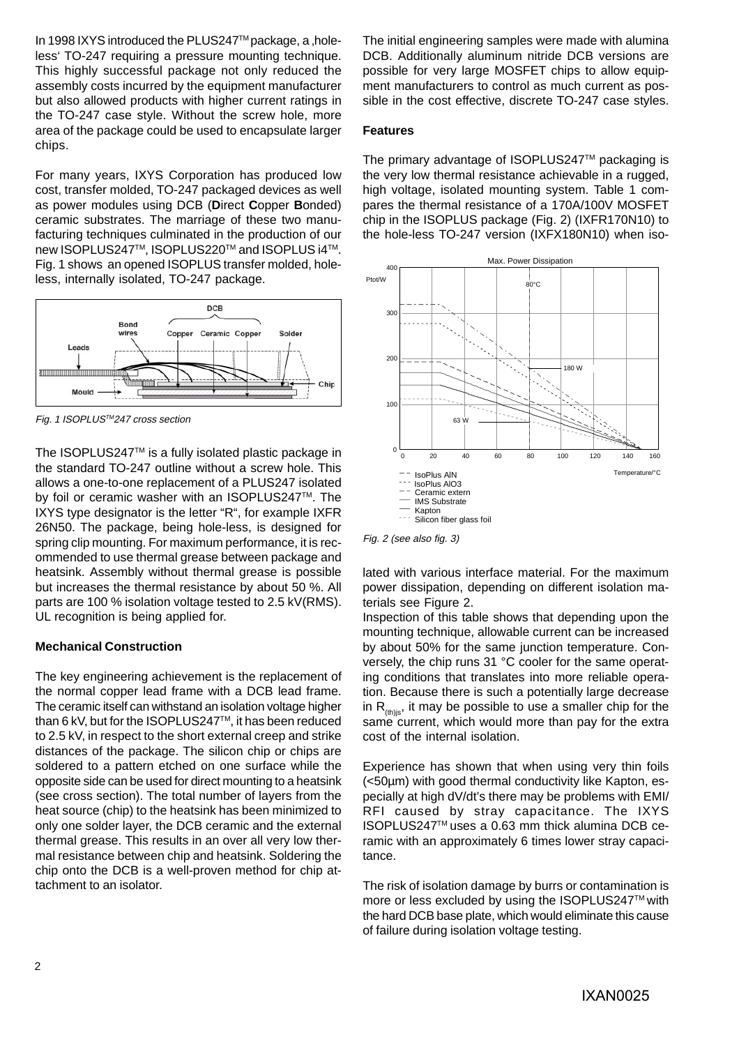In 1998 IXYS introduced the PLUS247™ package, a ‚hole-less' TO-247 requiring a pressure mounting technique. This highly successful package not only reduced the assembly costs incurred by the equipment manufacturer but also allowed products with higher current ratings in the TO-247 case style. Without the screw hole, more area of the package could be used to encapsulate larger chips.

For many years, IXYS Corporation has produced low cost, transfer molded, TO-247 packaged devices as well as power modules using DCB (**D**irect **C**opper **B**onded) ceramic substrates. The marriage of these two manufacturing techniques culminated in the production of our new ISOPLUS247™, ISOPLUS220™ and ISOPLUS i4™. Fig. 1 shows an opened ISOPLUS transfer molded, hole-less, internally isolated, TO-247 package.

*Fig. 1 ISOPLUS™247 cross section*

The ISOPLUS247™ is a fully isolated plastic package in the standard TO-247 outline without a screw hole. This allows a one-to-one replacement of a PLUS247 isolated by foil or ceramic washer with an ISOPLUS247™. The IXYS type designator is the letter "R", for example IXFR 26N50. The package, being hole-less, is designed for spring clip mounting. For maximum performance, it is recommended to use thermal grease between package and heatsink. Assembly without thermal grease is possible but increases the thermal resistance by about 50 %. All parts are 100 % isolation voltage tested to 2.5 kV(RMS). UL recognition is being applied for.

**Mechanical Construction**

The key engineering achievement is the replacement of the normal copper lead frame with a DCB lead frame. The ceramic itself can withstand an isolation voltage higher than 6 kV, but for the ISOPLUS247™, it has been reduced to 2.5 kV, in respect to the short external creep and strike distances of the package. The silicon chip or chips are soldered to a pattern etched on one surface while the opposite side can be used for direct mounting to a heatsink (see cross section). The total number of layers from the heat source (chip) to the heatsink has been minimized to only one solder layer, the DCB ceramic and the external thermal grease. This results in an over all very low thermal resistance between chip and heatsink. Soldering the chip onto the DCB is a well-proven method for chip attachment to an isolator.

The initial engineering samples were made with alumina DCB. Additionally aluminum nitride DCB versions are possible for very large MOSFET chips to allow equipment manufacturers to control as much current as possible in the cost effective, discrete TO-247 case styles.

**Features**

The primary advantage of ISOPLUS247™ packaging is the very low thermal resistance achievable in a rugged, high voltage, isolated mounting system. Table 1 compares the thermal resistance of a 170A/100V MOSFET chip in the ISOPLUS package (Fig. 2) (IXFR170N10) to the hole-less TO-247 version (IXFX180N10) when isolated with various interface material. For the maximum power dissipation, depending on different isolation materials see Figure 2.

*Fig. 2 (see also fig. 3)*

Inspection of this table shows that depending upon the mounting technique, allowable current can be increased by about 50% for the same junction temperature. Conversely, the chip runs 31 °C cooler for the same operating conditions that translates into more reliable operation. Because there is such a potentially large decrease in $R_{(th)js}$, it may be possible to use a smaller chip for the same current, which would more than pay for the extra cost of the internal isolation.

Experience has shown that when using very thin foils (<50µm) with good thermal conductivity like Kapton, especially at high dV/dt's there may be problems with EMI/RFI caused by stray capacitance. The IXYS ISOPLUS247™ uses a 0.63 mm thick alumina DCB ceramic with an approximately 6 times lower stray capacitance.

The risk of isolation damage by burrs or contamination is more or less excluded by using the ISOPLUS247™ with the hard DCB base plate, which would eliminate this cause of failure during isolation voltage testing.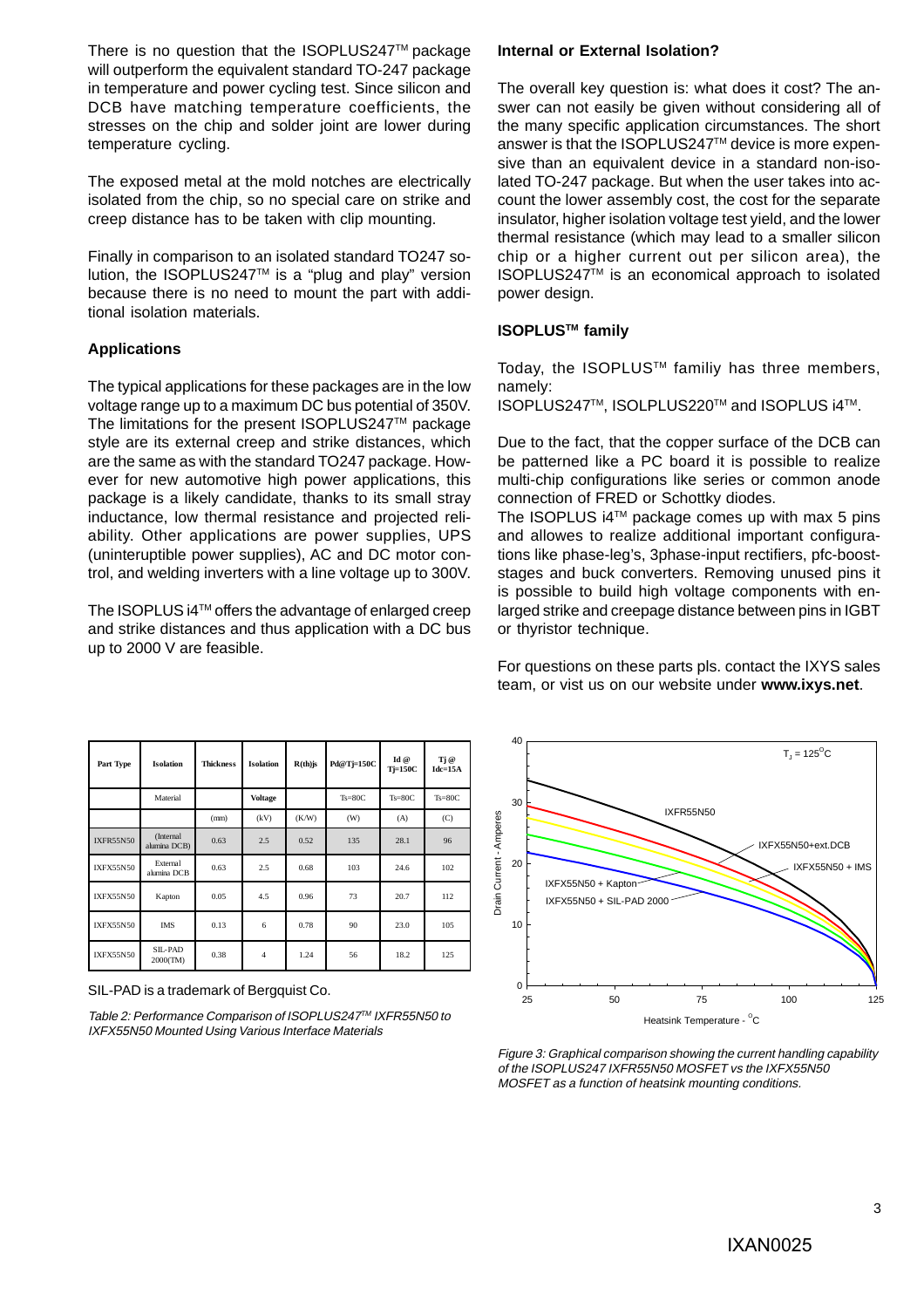There is no question that the ISOPLUS247™ package will outperform the equivalent standard TO-247 package in temperature and power cycling test. Since silicon and DCB have matching temperature coefficients, the stresses on the chip and solder joint are lower during temperature cycling.

The exposed metal at the mold notches are electrically isolated from the chip, so no special care on strike and creep distance has to be taken with clip mounting.

Finally in comparison to an isolated standard TO247 solution, the ISOPLUS247™ is a "plug and play" version because there is no need to mount the part with additional isolation materials.

### Applications

The typical applications for these packages are in the low voltage range up to a maximum DC bus potential of 350V. The limitations for the present ISOPLUS247™ package style are its external creep and strike distances, which are the same as with the standard TO247 package. However for new automotive high power applications, this package is a likely candidate, thanks to its small stray inductance, low thermal resistance and projected reliability. Other applications are power supplies, UPS (uninterruptible power supplies), AC and DC motor control, and welding inverters with a line voltage up to 300V.

The ISOPLUS i4™ offers the advantage of enlarged creep and strike distances and thus application with a DC bus up to 2000 V are feasible.

| Part Type | Isolation | Thickness | Isolation | R(th)js | Pd@Tj=150C | Id @ Tj=150C | Tj @ Idc=15A |
|---|---|---|---|---|---|---|---|
| | Material | | Voltage | | Ts=80C | Ts=80C | Ts=80C |
| | | (mm) | (kV) | (K/W) | (W) | (A) | (C) |
| IXFR55N50 | (Internal alumina DCB) | 0.63 | 2.5 | 0.52 | 135 | 28.1 | 96 |
| IXFX55N50 | External alumina DCB | 0.63 | 2.5 | 0.68 | 103 | 24.6 | 102 |
| IXFX55N50 | Kapton | 0.05 | 4.5 | 0.96 | 73 | 20.7 | 112 |
| IXFX55N50 | IMS | 0.13 | 6 | 0.78 | 90 | 23.0 | 105 |
| IXFX55N50 | SIL-PAD 2000(TM) | 0.38 | 4 | 1.24 | 56 | 18.2 | 125 |

SIL-PAD is a trademark of Bergquist Co.

*Table 2: Performance Comparison of ISOPLUS247™ IXFR55N50 to IXFX55N50 Mounted Using Various Interface Materials*

### Internal or External Isolation?

The overall key question is: what does it cost? The answer can not easily be given without considering all of the many specific application circumstances. The short answer is that the ISOPLUS247™ device is more expensive than an equivalent device in a standard non-isolated TO-247 package. But when the user takes into account the lower assembly cost, the cost for the separate insulator, higher isolation voltage test yield, and the lower thermal resistance (which may lead to a smaller silicon chip or a higher current out per silicon area), the ISOPLUS247™ is an economical approach to isolated power design.

### ISOPLUS™ family

Today, the ISOPLUS™ familiy has three members, namely:
ISOPLUS247™, ISOLPLUS220™ and ISOPLUS i4™.

Due to the fact, that the copper surface of the DCB can be patterned like a PC board it is possible to realize multi-chip configurations like series or common anode connection of FRED or Schottky diodes.
The ISOPLUS i4™ package comes up with max 5 pins and allowes to realize additional important configurations like phase-leg's, 3phase-input rectifiers, pfc-booststages and buck converters. Removing unused pins it is possible to build high voltage components with enlarged strike and creepage distance between pins in IGBT or thyristor technique.

For questions on these parts pls. contact the IXYS sales team, or vist us on our website under **www.ixys.net**.

*Figure 3: Graphical comparison showing the current handling capability of the ISOPLUS247 IXFR55N50 MOSFET vs the IXFX55N50 MOSFET as a function of heatsink mounting conditions.*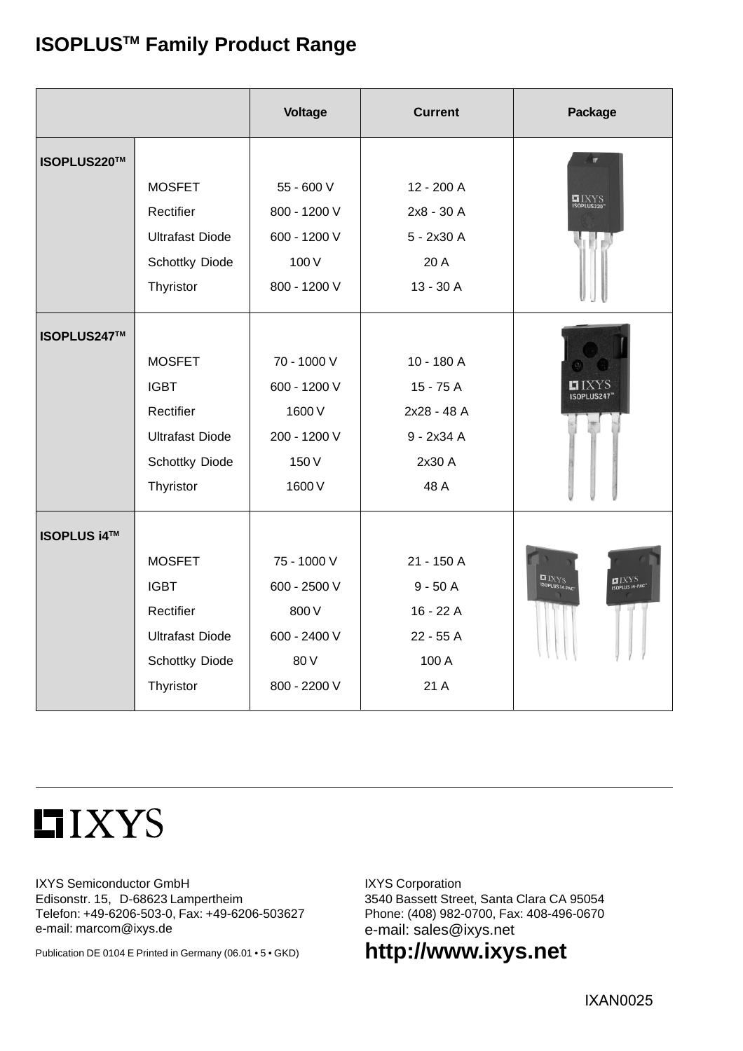## ISOPLUS™ Family Product Range

| | | Voltage | Current | Package |
|---|---|---|---|---|
| ISOPLUS220™ | MOSFET | 55 - 600 V | 12 - 200 A | |
| | Rectifier | 800 - 1200 V | 2x8 - 30 A | |
| | Ultrafast Diode | 600 - 1200 V | 5 - 2x30 A | |
| | Schottky Diode | 100 V | 20 A | |
| | Thyristor | 800 - 1200 V | 13 - 30 A | |
| ISOPLUS247™ | MOSFET | 70 - 1000 V | 10 - 180 A | |
| | IGBT | 600 - 1200 V | 15 - 75 A | |
| | Rectifier | 1600 V | 2x28 - 48 A | |
| | Ultrafast Diode | 200 - 1200 V | 9 - 2x34 A | |
| | Schottky Diode | 150 V | 2x30 A | |
| | Thyristor | 1600 V | 48 A | |
| ISOPLUS i4™ | MOSFET | 75 - 1000 V | 21 - 150 A | |
| | IGBT | 600 - 2500 V | 9 - 50 A | |
| | Rectifier | 800 V | 16 - 22 A | |
| | Ultrafast Diode | 600 - 2400 V | 22 - 55 A | |
| | Schottky Diode | 80 V | 100 A | |
| | Thyristor | 800 - 2200 V | 21 A | |

IXYS

IXYS Semiconductor GmbH
Edisonstr. 15, D-68623 Lampertheim
Telefon: +49-6206-503-0, Fax: +49-6206-503627
e-mail: marcom@ixys.de

Publication DE 0104 E Printed in Germany (06.01 • 5 • GKD)

IXYS Corporation
3540 Bassett Street, Santa Clara CA 95054
Phone: (408) 982-0700, Fax: 408-496-0670
e-mail: sales@ixys.net

**http://www.ixys.net**

IXAN0025